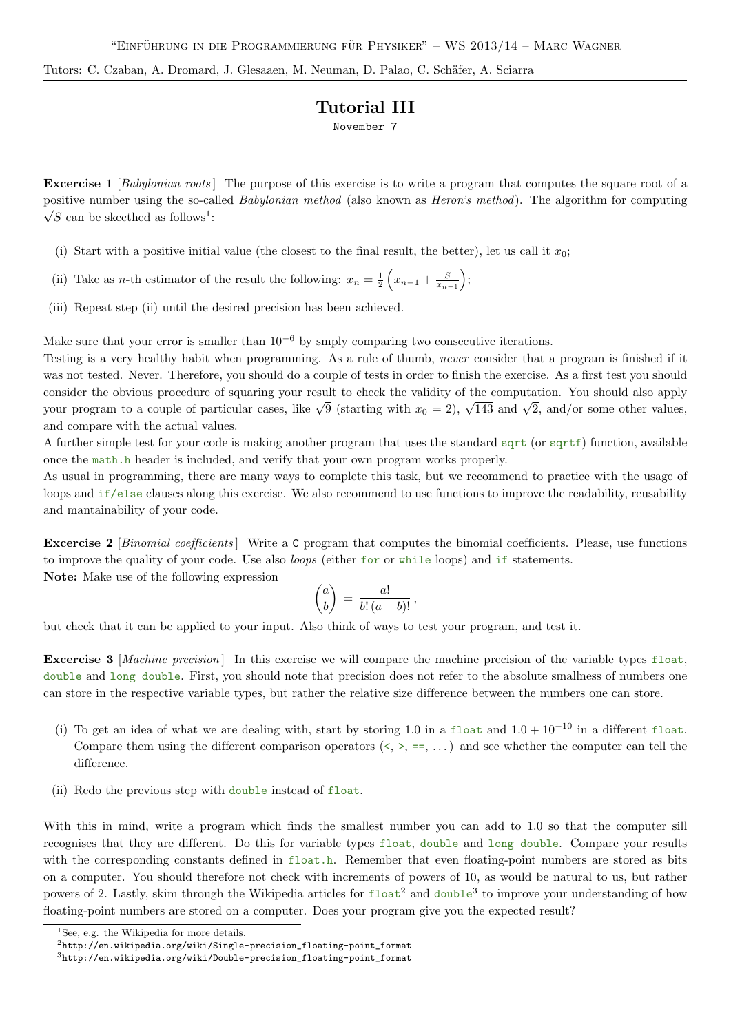"Einführung in die Programmierung für Physiker" – WS 2013/14 – Marc Wagner

Tutors: C. Czaban, A. Dromard, J. Glesaaen, M. Neuman, D. Palao, C. Schäfer, A. Sciarra

# Tutorial III

November 7

**Excercise 1** [*Babylonian roots*] The purpose of this exercise is to write a program that computes the square root of a positive number using the so-called *Babylonian method* (also known as *Heron's method*). The algorithm for computing $\sqrt{S}$ can be skecthed as follows[1]:

(i) Start with a positive initial value (the closest to the final result, the better), let us call it $x_0$;

(ii) Take as $n$-th estimator of the result the following: $x_n = \frac{1}{2}\left(x_{n-1} + \frac{S}{x_{n-1}}\right)$;

(iii) Repeat step (ii) until the desired precision has been achieved.

Make sure that your error is smaller than $10^{-6}$ by smply comparing two consecutive iterations.
Testing is a very healthy habit when programming. As a rule of thumb, *never* consider that a program is finished if it was not tested. Never. Therefore, you should do a couple of tests in order to finish the exercise. As a first test you should consider the obvious procedure of squaring your result to check the validity of the computation. You should also apply your program to a couple of particular cases, like $\sqrt{9}$ (starting with $x_0 = 2$), $\sqrt{143}$ and $\sqrt{2}$, and/or some other values, and compare with the actual values.
A further simple test for your code is making another program that uses the standard `sqrt` (or `sqrtf`) function, available once the `math.h` header is included, and verify that your own program works properly.
As usual in programming, there are many ways to complete this task, but we recommend to practice with the usage of loops and `if/else` clauses along this exercise. We also recommend to use functions to improve the readability, reusability and mantainability of your code.

**Excercise 2** [*Binomial coefficients*] Write a `C` program that computes the binomial coefficients. Please, use functions to improve the quality of your code. Use also *loops* (either `for` or `while` loops) and `if` statements.
**Note:** Make use of the following expression

$$\binom{a}{b} = \frac{a!}{b!\,(a-b)!}\,,$$

but check that it can be applied to your input. Also think of ways to test your program, and test it.

**Excercise 3** [*Machine precision*] In this exercise we will compare the machine precision of the variable types `float`, `double` and `long double`. First, you should note that precision does not refer to the absolute smallness of numbers one can store in the respective variable types, but rather the relative size difference between the numbers one can store.

(i) To get an idea of what we are dealing with, start by storing 1.0 in a `float` and $1.0 + 10^{-10}$ in a different `float`. Compare them using the different comparison operators (`<`, `>`, `==`, ...) and see whether the computer can tell the difference.

(ii) Redo the previous step with `double` instead of `float`.

With this in mind, write a program which finds the smallest number you can add to 1.0 so that the computer sill recognises that they are different. Do this for variable types `float`, `double` and `long double`. Compare your results with the corresponding constants defined in `float.h`. Remember that even floating-point numbers are stored as bits on a computer. You should therefore not check with increments of powers of 10, as would be natural to us, but rather powers of 2. Lastly, skim through the Wikipedia articles for `float`[2] and `double`[3] to improve your understanding of how floating-point numbers are stored on a computer. Does your program give you the expected result?

[1] See, e.g. the Wikipedia for more details.
[2] http://en.wikipedia.org/wiki/Single-precision_floating-point_format
[3] http://en.wikipedia.org/wiki/Double-precision_floating-point_format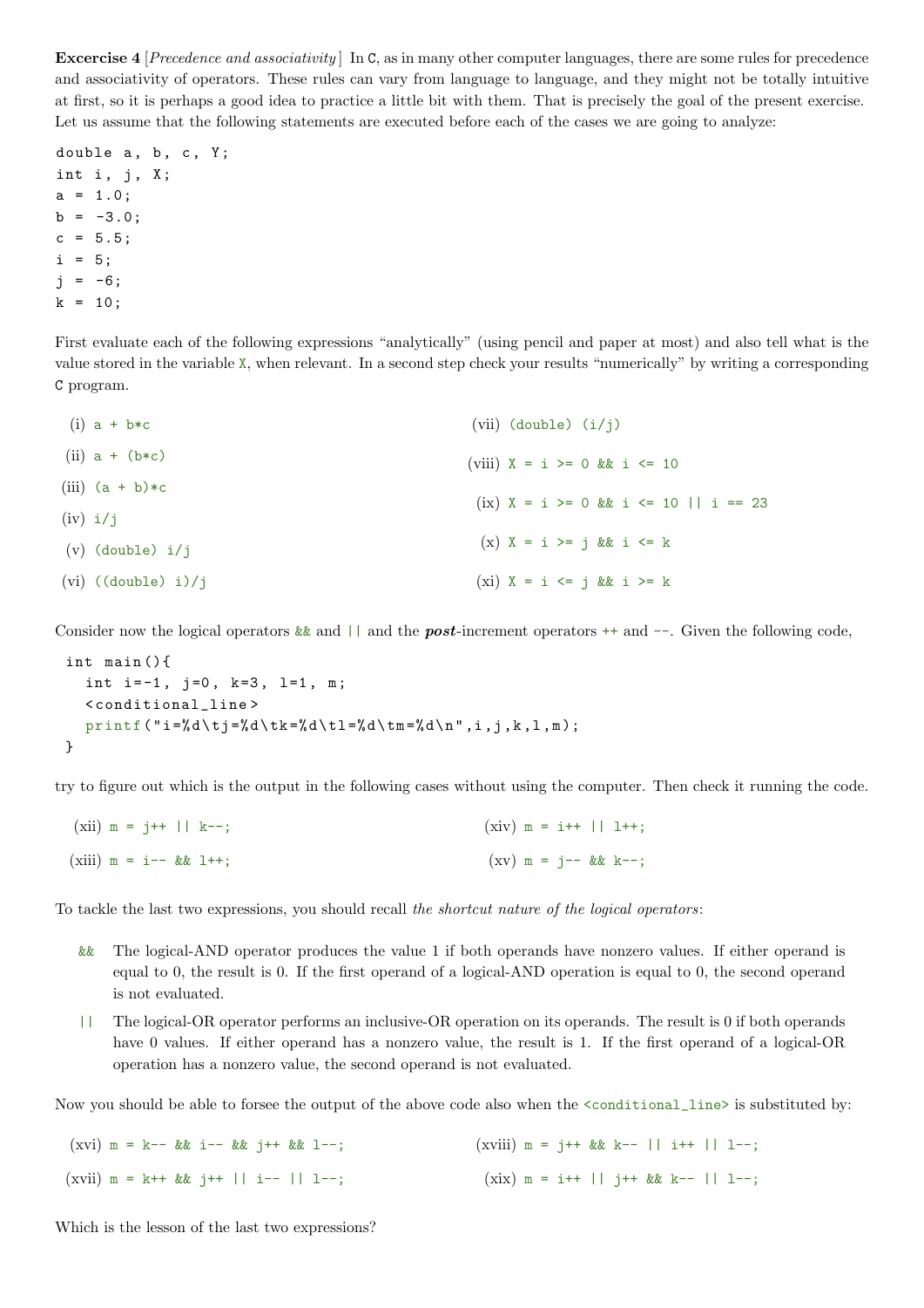**Excercise 4** [*Precedence and associativity*] In C, as in many other computer languages, there are some rules for precedence and associativity of operators. These rules can vary from language to language, and they might not be totally intuitive at first, so it is perhaps a good idea to practice a little bit with them. That is precisely the goal of the present exercise. Let us assume that the following statements are executed before each of the cases we are going to analyze:

```
double a, b, c, Y;
int i, j, X;
a = 1.0;
b = -3.0;
c = 5.5;
i = 5;
j = -6;
k = 10;
```

First evaluate each of the following expressions "analytically" (using pencil and paper at most) and also tell what is the value stored in the variable X, when relevant. In a second step check your results "numerically" by writing a corresponding C program.

(i) `a + b*c`

(ii) `a + (b*c)`

(iii) `(a + b)*c`

(iv) `i/j`

(v) `(double) i/j`

(vi) `((double) i)/j`

(vii) `(double) (i/j)`

(viii) `X = i >= 0 && i <= 10`

(ix) `X = i >= 0 && i <= 10 || i == 23`

(x) `X = i >= j && i <= k`

(xi) `X = i <= j && i >= k`

Consider now the logical operators `&&` and `||` and the ***post***-increment operators `++` and `--`. Given the following code,

```
int main(){
  int i=-1, j=0, k=3, l=1, m;
  <conditional_line>
  printf("i=%d\tj=%d\tk=%d\tl=%d\tm=%d\n",i,j,k,l,m);
}
```

try to figure out which is the output in the following cases without using the computer. Then check it running the code.

(xii) `m = j++ || k--;`

(xiii) `m = i-- && l++;`

(xiv) `m = i++ || l++;`

(xv) `m = j-- && k--;`

To tackle the last two expressions, you should recall *the shortcut nature of the logical operators*:

- `&&` The logical-AND operator produces the value 1 if both operands have nonzero values. If either operand is equal to 0, the result is 0. If the first operand of a logical-AND operation is equal to 0, the second operand is not evaluated.
- `||` The logical-OR operator performs an inclusive-OR operation on its operands. The result is 0 if both operands have 0 values. If either operand has a nonzero value, the result is 1. If the first operand of a logical-OR operation has a nonzero value, the second operand is not evaluated.

Now you should be able to forsee the output of the above code also when the `<conditional_line>` is substituted by:

(xvi) `m = k-- && i-- && j++ && l--;`

(xvii) `m = k++ && j++ || i-- || l--;`

(xviii) `m = j++ && k-- || i++ || l--;`

(xix) `m = i++ || j++ && k-- || l--;`

Which is the lesson of the last two expressions?